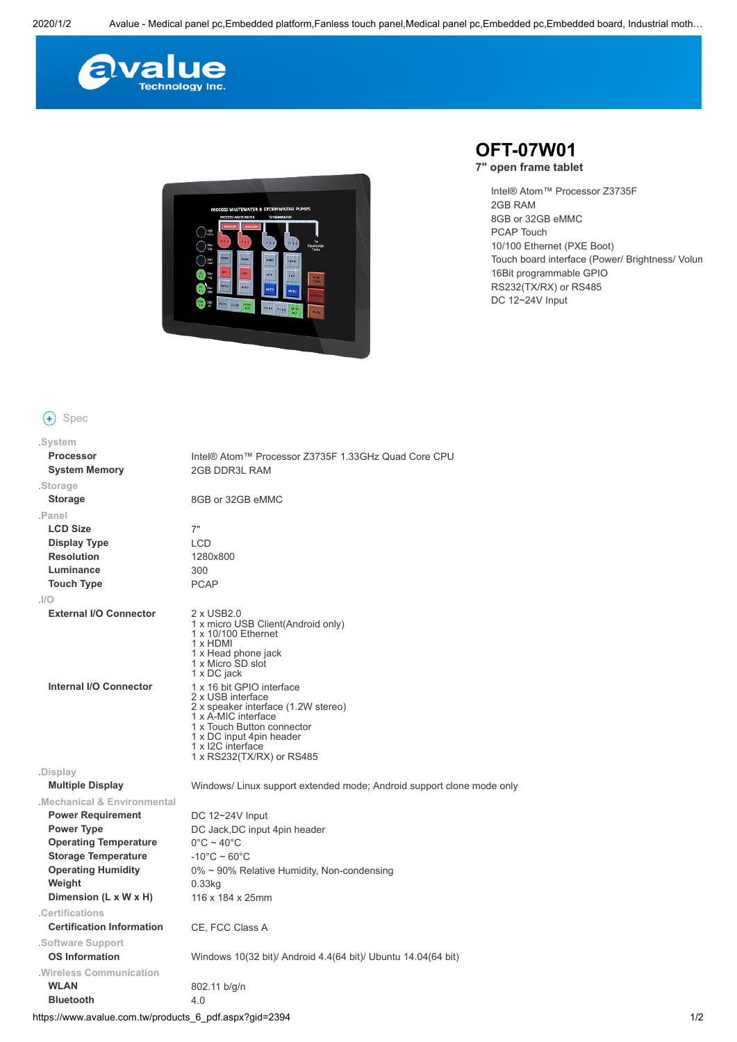# OFT-07W01

**7" open frame tablet**

- Intel® Atom™ Processor Z3735F
- 2GB RAM
- 8GB or 32GB eMMC
- PCAP Touch
- 10/100 Ethernet (PXE Boot)
- Touch board interface (Power/ Brightness/ Volun
- 16Bit programmable GPIO
- RS232(TX/RX) or RS485
- DC 12~24V Input

## Spec

| | |
|---|---|
| **.System** | |
| **Processor** | Intel® Atom™ Processor Z3735F 1.33GHz Quad Core CPU |
| **System Memory** | 2GB DDR3L RAM |
| **.Storage** | |
| **Storage** | 8GB or 32GB eMMC |
| **.Panel** | |
| **LCD Size** | 7" |
| **Display Type** | LCD |
| **Resolution** | 1280x800 |
| **Luminance** | 300 |
| **Touch Type** | PCAP |
| **.I/O** | |
| **External I/O Connector** | 2 x USB2.0<br>1 x micro USB Client(Android only)<br>1 x 10/100 Ethernet<br>1 x HDMI<br>1 x Head phone jack<br>1 x Micro SD slot<br>1 x DC jack |
| **Internal I/O Connector** | 1 x 16 bit GPIO interface<br>2 x USB interface<br>2 x speaker interface (1.2W stereo)<br>1 x A-MIC interface<br>1 x Touch Button connector<br>1 x DC input 4pin header<br>1 x I2C interface<br>1 x RS232(TX/RX) or RS485 |
| **.Display** | |
| **Multiple Display** | Windows/ Linux support extended mode; Android support clone mode only |
| **.Mechanical & Environmental** | |
| **Power Requirement** | DC 12~24V Input |
| **Power Type** | DC Jack,DC input 4pin header |
| **Operating Temperature** | 0°C ~ 40°C |
| **Storage Temperature** | -10°C ~ 60°C |
| **Operating Humidity** | 0% ~ 90% Relative Humidity, Non-condensing |
| **Weight** | 0.33kg |
| **Dimension (L x W x H)** | 116 x 184 x 25mm |
| **.Certifications** | |
| **Certification Information** | CE, FCC Class A |
| **.Software Support** | |
| **OS Information** | Windows 10(32 bit)/ Android 4.4(64 bit)/ Ubuntu 14.04(64 bit) |
| **.Wireless Communication** | |
| **WLAN** | 802.11 b/g/n |
| **Bluetooth** | 4.0 |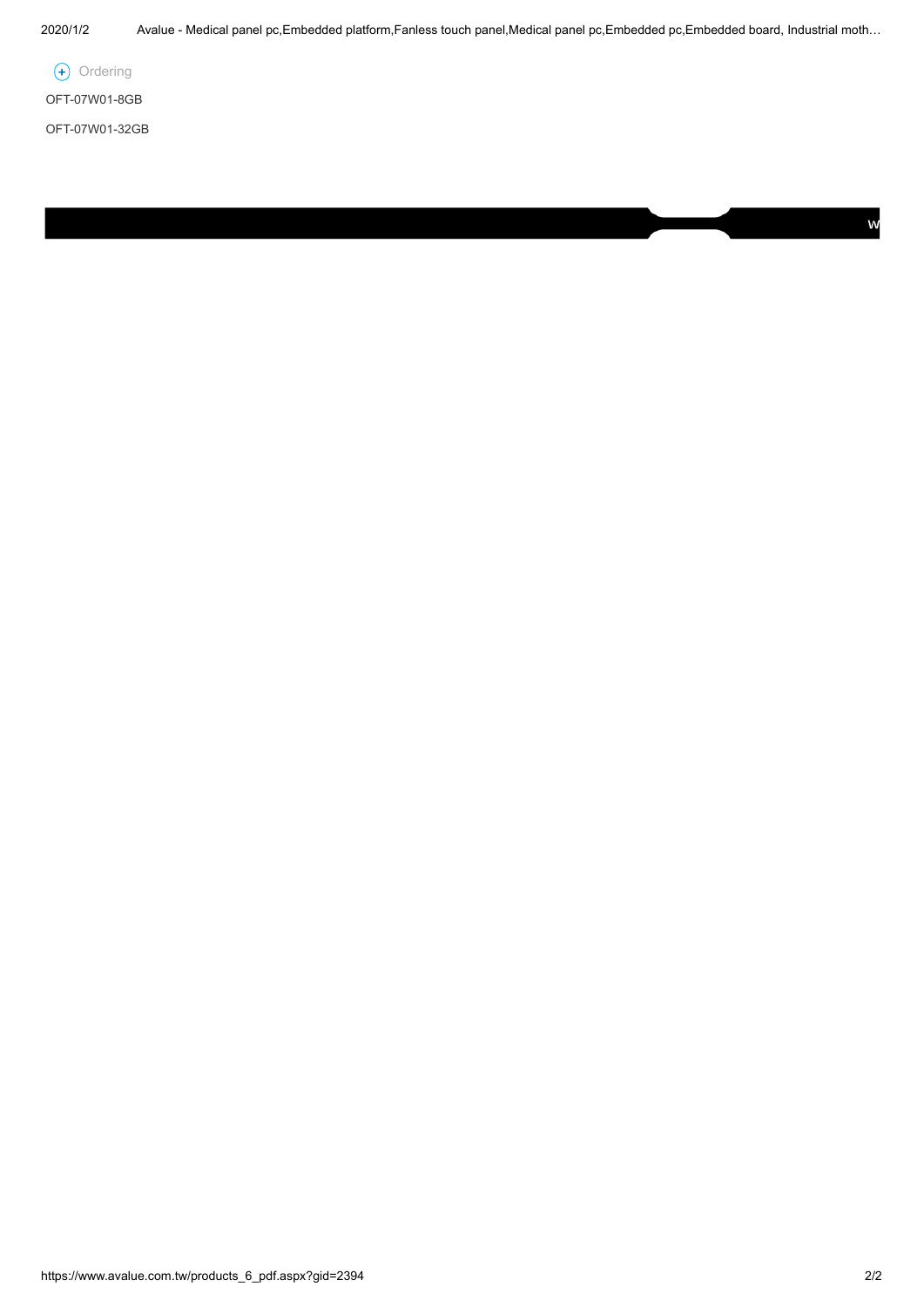## Ordering

OFT-07W01-8GB

OFT-07W01-32GB